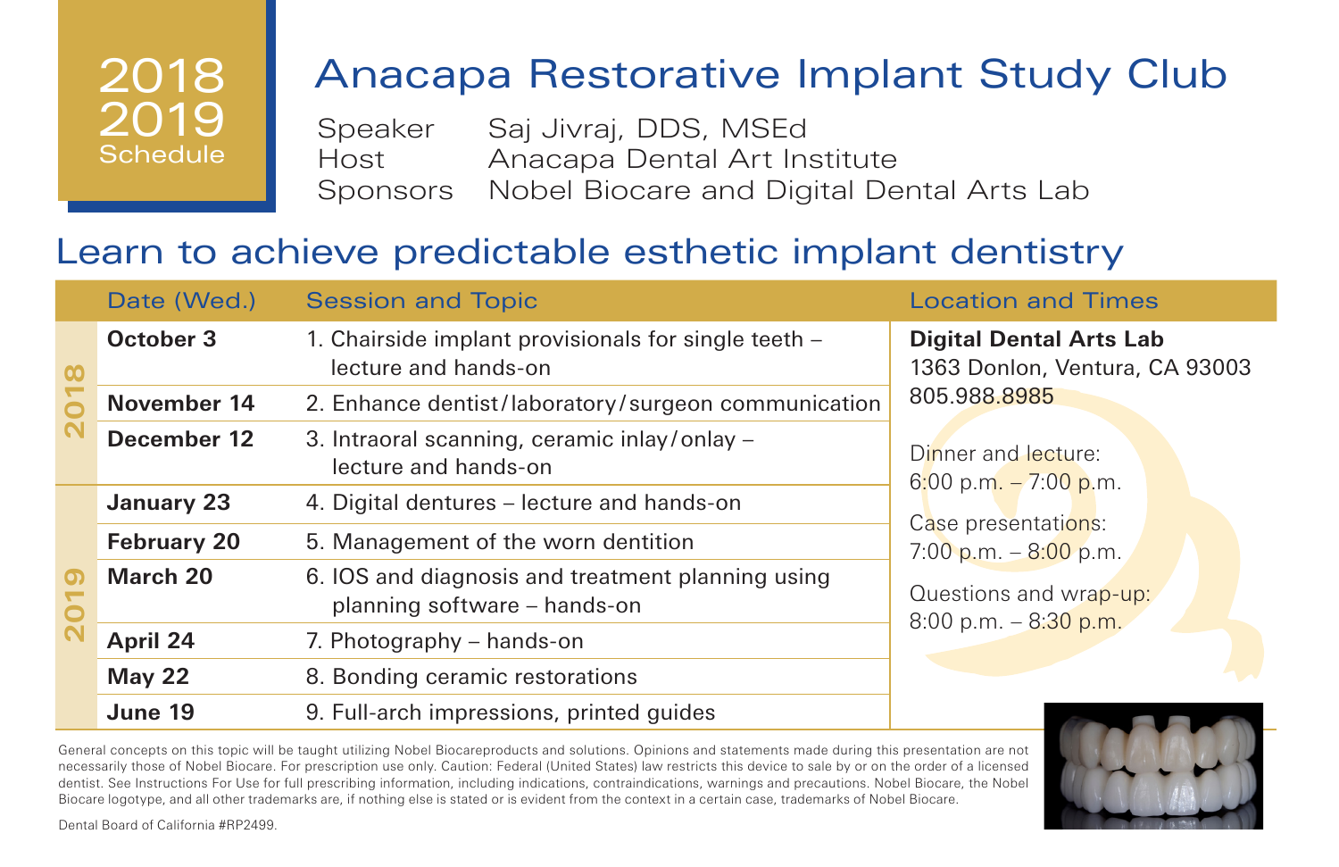# 2018 2019 Schedule

# Anacapa Restorative Implant Study Club

Speaker Saj Jivraj, DDS, MSEd
Host Anacapa Dental Art Institute
Sponsors Nobel Biocare and Digital Dental Arts Lab

## Learn to achieve predictable esthetic implant dentistry

| | Date (Wed.) | Session and Topic | Location and Times |
|---|---|---|---|
| 2018 | October 3 | 1. Chairside implant provisionals for single teeth – lecture and hands-on | **Digital Dental Arts Lab** 1363 Donlon, Ventura, CA 93003 805.988.8985 |
| | November 14 | 2. Enhance dentist/laboratory/surgeon communication | |
| | December 12 | 3. Intraoral scanning, ceramic inlay/onlay – lecture and hands-on | Dinner and lecture: 6:00 p.m. – 7:00 p.m. |
| 2019 | January 23 | 4. Digital dentures – lecture and hands-on | |
| | February 20 | 5. Management of the worn dentition | Case presentations: 7:00 p.m. – 8:00 p.m. |
| | March 20 | 6. IOS and diagnosis and treatment planning using planning software – hands-on | Questions and wrap-up: 8:00 p.m. – 8:30 p.m. |
| | April 24 | 7. Photography – hands-on | |
| | May 22 | 8. Bonding ceramic restorations | |
| | June 19 | 9. Full-arch impressions, printed guides | |

General concepts on this topic will be taught utilizing Nobel Biocareproducts and solutions. Opinions and statements made during this presentation are not necessarily those of Nobel Biocare. For prescription use only. Caution: Federal (United States) law restricts this device to sale by or on the order of a licensed dentist. See Instructions For Use for full prescribing information, including indications, contraindications, warnings and precautions. Nobel Biocare, the Nobel Biocare logotype, and all other trademarks are, if nothing else is stated or is evident from the context in a certain case, trademarks of Nobel Biocare.

Dental Board of California #RP2499.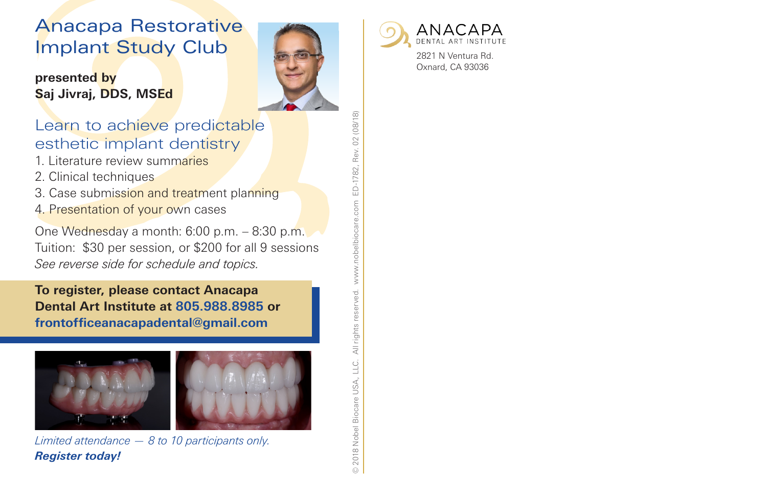# Anacapa Restorative Implant Study Club

**presented by**
**Saj Jivraj, DDS, MSEd**

## Learn to achieve predictable esthetic implant dentistry

1. Literature review summaries
2. Clinical techniques
3. Case submission and treatment planning
4. Presentation of your own cases

One Wednesday a month: 6:00 p.m. – 8:30 p.m.
Tuition: $30 per session, or $200 for all 9 sessions
*See reverse side for schedule and topics.*

**To register, please contact Anacapa Dental Art Institute at 805.988.8985 or frontofficeanacapadental@gmail.com**

*Limited attendance — 8 to 10 participants only.*
***Register today!***

© 2018 Nobel Biocare USA, LLC. All rights reserved. www.nobelbiocare.com ED-1782, Rev. 02 (08/18)

ANACAPA
DENTAL ART INSTITUTE
2821 N Ventura Rd.
Oxnard, CA 93036